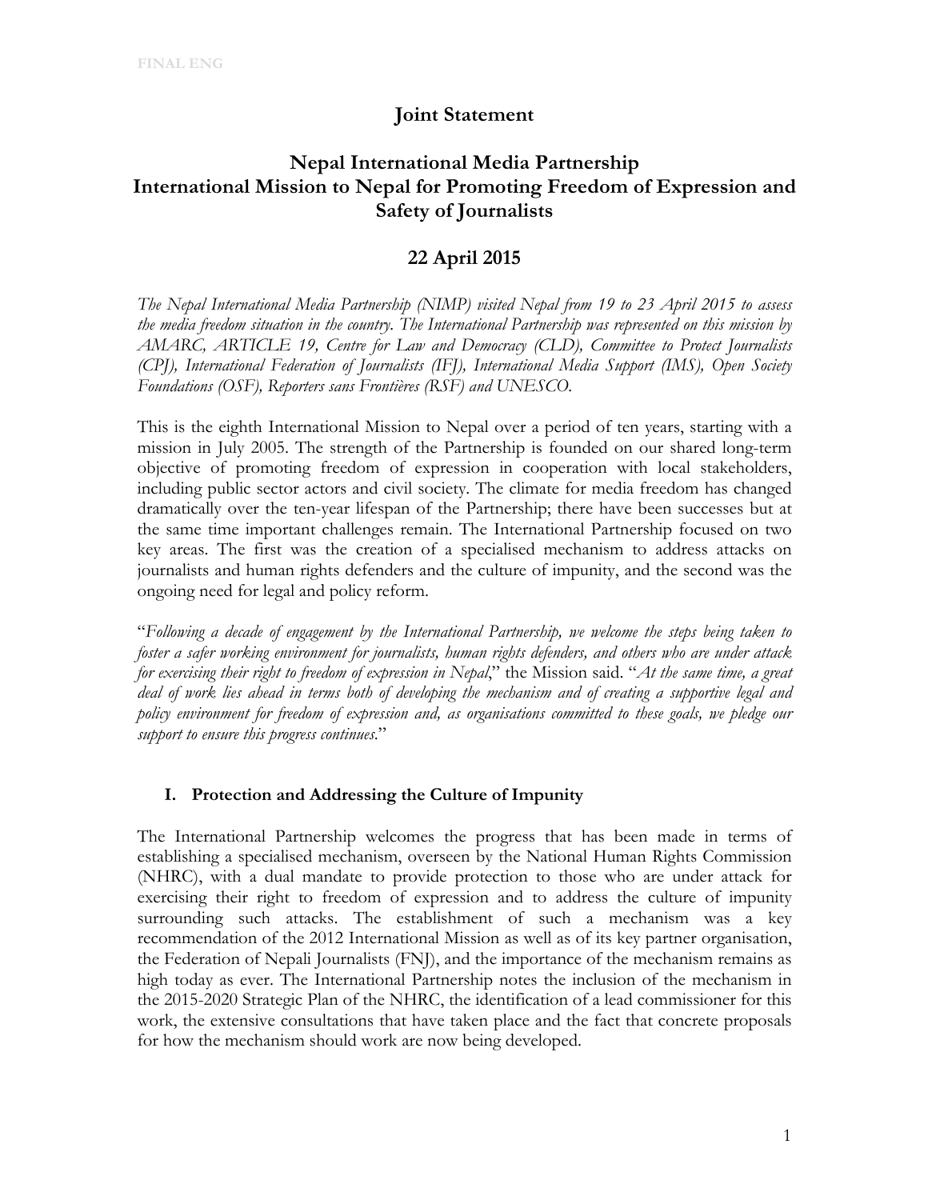# Joint Statement

## Nepal International Media Partnership
## International Mission to Nepal for Promoting Freedom of Expression and Safety of Journalists

## 22 April 2015

*The Nepal International Media Partnership (NIMP) visited Nepal from 19 to 23 April 2015 to assess the media freedom situation in the country. The International Partnership was represented on this mission by AMARC, ARTICLE 19, Centre for Law and Democracy (CLD), Committee to Protect Journalists (CPJ), International Federation of Journalists (IFJ), International Media Support (IMS), Open Society Foundations (OSF), Reporters sans Frontières (RSF) and UNESCO.*

This is the eighth International Mission to Nepal over a period of ten years, starting with a mission in July 2005. The strength of the Partnership is founded on our shared long-term objective of promoting freedom of expression in cooperation with local stakeholders, including public sector actors and civil society. The climate for media freedom has changed dramatically over the ten-year lifespan of the Partnership; there have been successes but at the same time important challenges remain. The International Partnership focused on two key areas. The first was the creation of a specialised mechanism to address attacks on journalists and human rights defenders and the culture of impunity, and the second was the ongoing need for legal and policy reform.

"*Following a decade of engagement by the International Partnership, we welcome the steps being taken to foster a safer working environment for journalists, human rights defenders, and others who are under attack for exercising their right to freedom of expression in Nepal*," the Mission said. "*At the same time, a great deal of work lies ahead in terms both of developing the mechanism and of creating a supportive legal and policy environment for freedom of expression and, as organisations committed to these goals, we pledge our support to ensure this progress continues*."

### I. Protection and Addressing the Culture of Impunity

The International Partnership welcomes the progress that has been made in terms of establishing a specialised mechanism, overseen by the National Human Rights Commission (NHRC), with a dual mandate to provide protection to those who are under attack for exercising their right to freedom of expression and to address the culture of impunity surrounding such attacks. The establishment of such a mechanism was a key recommendation of the 2012 International Mission as well as of its key partner organisation, the Federation of Nepali Journalists (FNJ), and the importance of the mechanism remains as high today as ever. The International Partnership notes the inclusion of the mechanism in the 2015-2020 Strategic Plan of the NHRC, the identification of a lead commissioner for this work, the extensive consultations that have taken place and the fact that concrete proposals for how the mechanism should work are now being developed.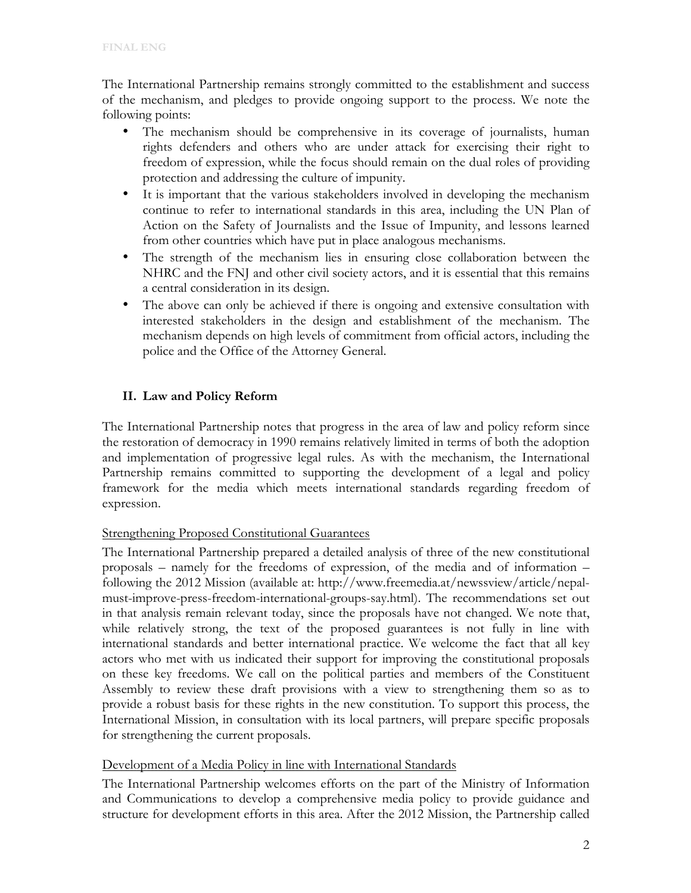The International Partnership remains strongly committed to the establishment and success of the mechanism, and pledges to provide ongoing support to the process. We note the following points:

- The mechanism should be comprehensive in its coverage of journalists, human rights defenders and others who are under attack for exercising their right to freedom of expression, while the focus should remain on the dual roles of providing protection and addressing the culture of impunity.
- It is important that the various stakeholders involved in developing the mechanism continue to refer to international standards in this area, including the UN Plan of Action on the Safety of Journalists and the Issue of Impunity, and lessons learned from other countries which have put in place analogous mechanisms.
- The strength of the mechanism lies in ensuring close collaboration between the NHRC and the FNJ and other civil society actors, and it is essential that this remains a central consideration in its design.
- The above can only be achieved if there is ongoing and extensive consultation with interested stakeholders in the design and establishment of the mechanism. The mechanism depends on high levels of commitment from official actors, including the police and the Office of the Attorney General.

## II. Law and Policy Reform

The International Partnership notes that progress in the area of law and policy reform since the restoration of democracy in 1990 remains relatively limited in terms of both the adoption and implementation of progressive legal rules. As with the mechanism, the International Partnership remains committed to supporting the development of a legal and policy framework for the media which meets international standards regarding freedom of expression.

### Strengthening Proposed Constitutional Guarantees

The International Partnership prepared a detailed analysis of three of the new constitutional proposals – namely for the freedoms of expression, of the media and of information – following the 2012 Mission (available at: http://www.freemedia.at/newssview/article/nepal-must-improve-press-freedom-international-groups-say.html). The recommendations set out in that analysis remain relevant today, since the proposals have not changed. We note that, while relatively strong, the text of the proposed guarantees is not fully in line with international standards and better international practice. We welcome the fact that all key actors who met with us indicated their support for improving the constitutional proposals on these key freedoms. We call on the political parties and members of the Constituent Assembly to review these draft provisions with a view to strengthening them so as to provide a robust basis for these rights in the new constitution. To support this process, the International Mission, in consultation with its local partners, will prepare specific proposals for strengthening the current proposals.

### Development of a Media Policy in line with International Standards

The International Partnership welcomes efforts on the part of the Ministry of Information and Communications to develop a comprehensive media policy to provide guidance and structure for development efforts in this area. After the 2012 Mission, the Partnership called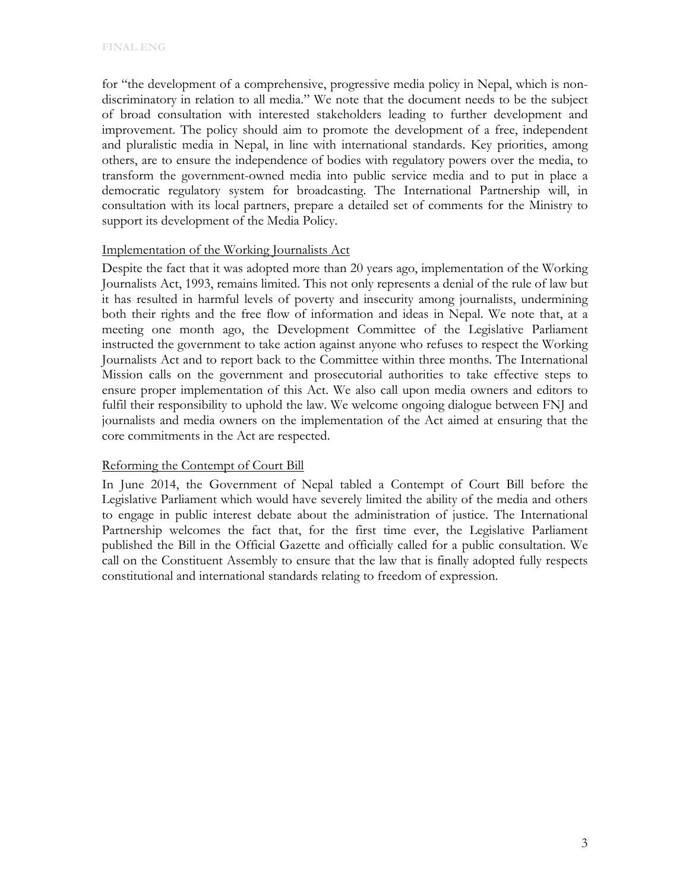for "the development of a comprehensive, progressive media policy in Nepal, which is non-discriminatory in relation to all media." We note that the document needs to be the subject of broad consultation with interested stakeholders leading to further development and improvement. The policy should aim to promote the development of a free, independent and pluralistic media in Nepal, in line with international standards. Key priorities, among others, are to ensure the independence of bodies with regulatory powers over the media, to transform the government-owned media into public service media and to put in place a democratic regulatory system for broadcasting. The International Partnership will, in consultation with its local partners, prepare a detailed set of comments for the Ministry to support its development of the Media Policy.

## Implementation of the Working Journalists Act

Despite the fact that it was adopted more than 20 years ago, implementation of the Working Journalists Act, 1993, remains limited. This not only represents a denial of the rule of law but it has resulted in harmful levels of poverty and insecurity among journalists, undermining both their rights and the free flow of information and ideas in Nepal. We note that, at a meeting one month ago, the Development Committee of the Legislative Parliament instructed the government to take action against anyone who refuses to respect the Working Journalists Act and to report back to the Committee within three months. The International Mission calls on the government and prosecutorial authorities to take effective steps to ensure proper implementation of this Act. We also call upon media owners and editors to fulfil their responsibility to uphold the law. We welcome ongoing dialogue between FNJ and journalists and media owners on the implementation of the Act aimed at ensuring that the core commitments in the Act are respected.

## Reforming the Contempt of Court Bill

In June 2014, the Government of Nepal tabled a Contempt of Court Bill before the Legislative Parliament which would have severely limited the ability of the media and others to engage in public interest debate about the administration of justice. The International Partnership welcomes the fact that, for the first time ever, the Legislative Parliament published the Bill in the Official Gazette and officially called for a public consultation. We call on the Constituent Assembly to ensure that the law that is finally adopted fully respects constitutional and international standards relating to freedom of expression.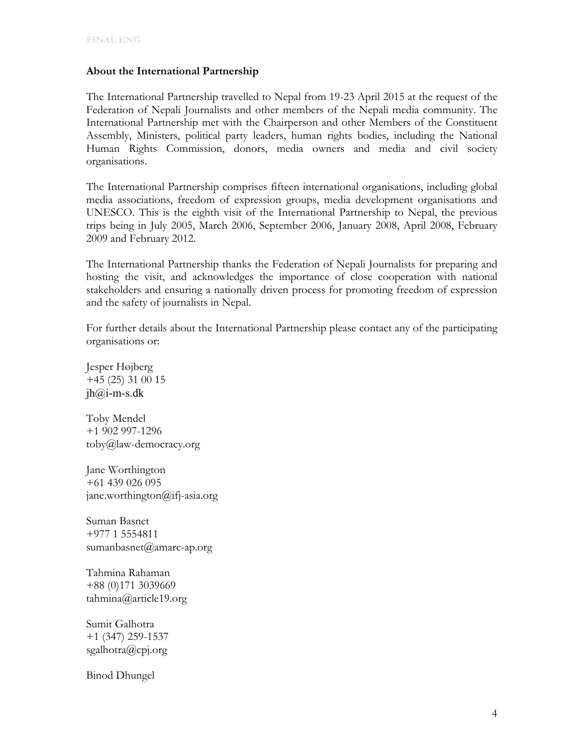## About the International Partnership

The International Partnership travelled to Nepal from 19-23 April 2015 at the request of the Federation of Nepali Journalists and other members of the Nepali media community. The International Partnership met with the Chairperson and other Members of the Constituent Assembly, Ministers, political party leaders, human rights bodies, including the National Human Rights Commission, donors, media owners and media and civil society organisations.

The International Partnership comprises fifteen international organisations, including global media associations, freedom of expression groups, media development organisations and UNESCO. This is the eighth visit of the International Partnership to Nepal, the previous trips being in July 2005, March 2006, September 2006, January 2008, April 2008, February 2009 and February 2012.

The International Partnership thanks the Federation of Nepali Journalists for preparing and hosting the visit, and acknowledges the importance of close cooperation with national stakeholders and ensuring a nationally driven process for promoting freedom of expression and the safety of journalists in Nepal.

For further details about the International Partnership please contact any of the participating organisations or:

Jesper Højberg
+45 (25) 31 00 15
jh@i-m-s.dk

Toby Mendel
+1 902 997-1296
toby@law-democracy.org

Jane Worthington
+61 439 026 095
jane.worthington@ifj-asia.org

Suman Basnet
+977 1 5554811
sumanbasnet@amarc-ap.org

Tahmina Rahaman
+88 (0)171 3039669
tahmina@article19.org

Sumit Galhotra
+1 (347) 259-1537
sgalhotra@cpj.org

Binod Dhungel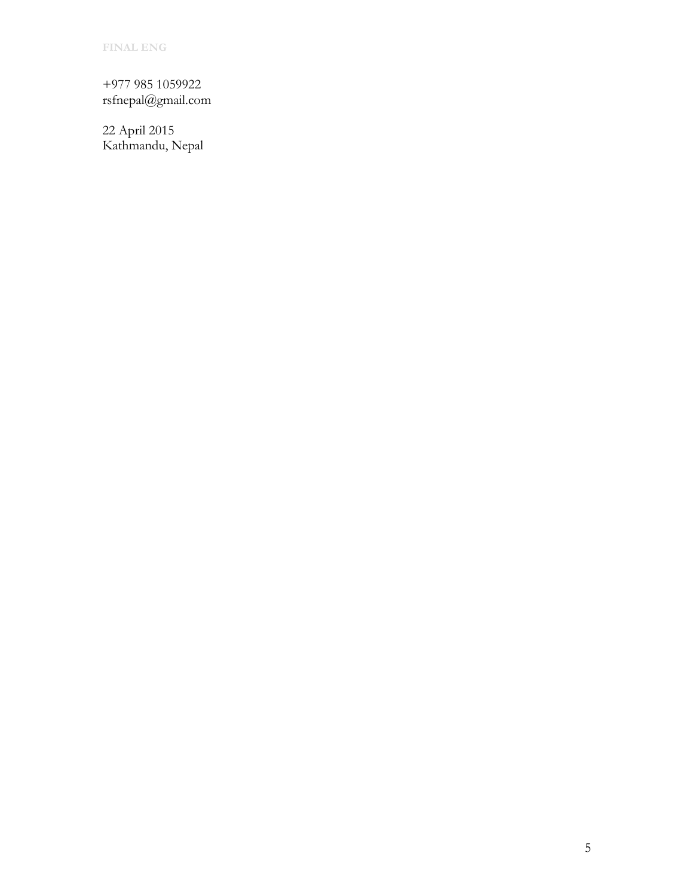+977 985 1059922
rsfnepal@gmail.com

22 April 2015
Kathmandu, Nepal